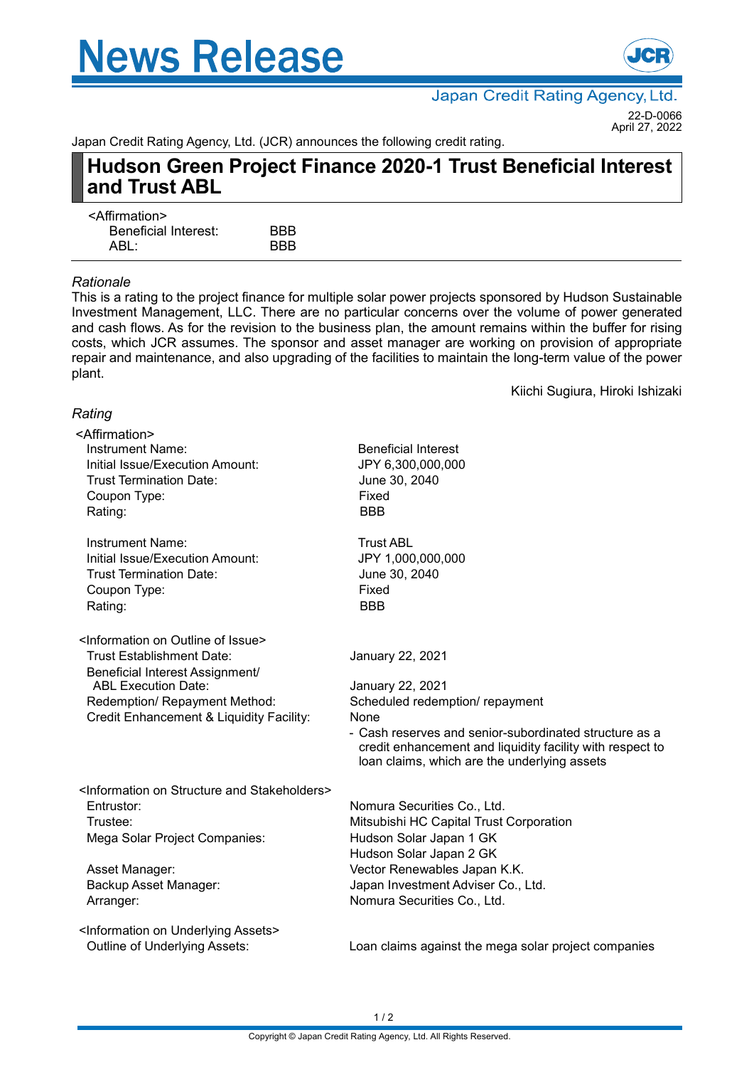# News Release

Japan Credit Rating Agency, Ltd.

22-D-0066
April 27, 2022

Japan Credit Rating Agency, Ltd. (JCR) announces the following credit rating.

## Hudson Green Project Finance 2020-1 Trust Beneficial Interest and Trust ABL

<Affirmation>

| | |
|---|---|
| Beneficial Interest: | BBB |
| ABL: | BBB |

### *Rationale*

This is a rating to the project finance for multiple solar power projects sponsored by Hudson Sustainable Investment Management, LLC. There are no particular concerns over the volume of power generated and cash flows. As for the revision to the business plan, the amount remains within the buffer for rising costs, which JCR assumes. The sponsor and asset manager are working on provision of appropriate repair and maintenance, and also upgrading of the facilities to maintain the long-term value of the power plant.

Kiichi Sugiura, Hiroki Ishizaki

### *Rating*

<Affirmation>

| | |
|---|---|
| Instrument Name: | Beneficial Interest |
| Initial Issue/Execution Amount: | JPY 6,300,000,000 |
| Trust Termination Date: | June 30, 2040 |
| Coupon Type: | Fixed |
| Rating: | BBB |

| | |
|---|---|
| Instrument Name: | Trust ABL |
| Initial Issue/Execution Amount: | JPY 1,000,000,000 |
| Trust Termination Date: | June 30, 2040 |
| Coupon Type: | Fixed |
| Rating: | BBB |

<Information on Outline of Issue>

| | |
|---|---|
| Trust Establishment Date: | January 22, 2021 |
| Beneficial Interest Assignment/ ABL Execution Date: | January 22, 2021 |
| Redemption/ Repayment Method: | Scheduled redemption/ repayment |
| Credit Enhancement & Liquidity Facility: | None<br>- Cash reserves and senior-subordinated structure as a credit enhancement and liquidity facility with respect to loan claims, which are the underlying assets |

<Information on Structure and Stakeholders>

| | |
|---|---|
| Entrustor: | Nomura Securities Co., Ltd. |
| Trustee: | Mitsubishi HC Capital Trust Corporation |
| Mega Solar Project Companies: | Hudson Solar Japan 1 GK<br>Hudson Solar Japan 2 GK |
| Asset Manager: | Vector Renewables Japan K.K. |
| Backup Asset Manager: | Japan Investment Adviser Co., Ltd. |
| Arranger: | Nomura Securities Co., Ltd. |

<Information on Underlying Assets>

| | |
|---|---|
| Outline of Underlying Assets: | Loan claims against the mega solar project companies |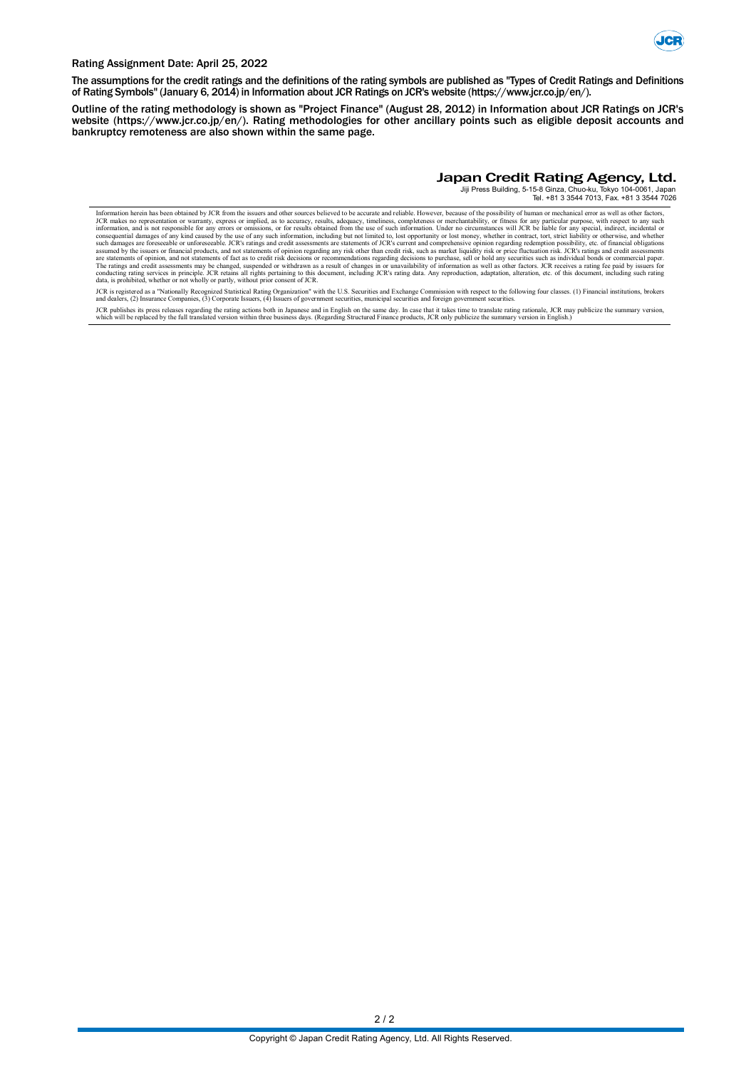Rating Assignment Date: April 25, 2022

The assumptions for the credit ratings and the definitions of the rating symbols are published as "Types of Credit Ratings and Definitions of Rating Symbols" (January 6, 2014) in Information about JCR Ratings on JCR's website (https://www.jcr.co.jp/en/).

Outline of the rating methodology is shown as "Project Finance" (August 28, 2012) in Information about JCR Ratings on JCR's website (https://www.jcr.co.jp/en/). Rating methodologies for other ancillary points such as eligible deposit accounts and bankruptcy remoteness are also shown within the same page.

**Japan Credit Rating Agency, Ltd.**

Jiji Press Building, 5-15-8 Ginza, Chuo-ku, Tokyo 104-0061, Japan
Tel. +81 3 3544 7013, Fax. +81 3 3544 7026

Information herein has been obtained by JCR from the issuers and other sources believed to be accurate and reliable. However, because of the possibility of human or mechanical error as well as other factors, JCR makes no representation or warranty, express or implied, as to accuracy, results, adequacy, timeliness, completeness or merchantability, or fitness for any particular purpose, with respect to any such information, and is not responsible for any errors or omissions, or for results obtained from the use of such information. Under no circumstances will JCR be liable for any special, indirect, incidental or consequential damages of any kind caused by the use of any such information, including but not limited to, lost opportunity or lost money, whether in contract, tort, strict liability or otherwise, and whether such damages are foreseeable or unforeseeable. JCR's ratings and credit assessments are statements of JCR's current and comprehensive opinion regarding redemption possibility, etc. of financial obligations assumed by the issuers or financial products, and not statements of opinion regarding any risk other than credit risk, such as market liquidity risk or price fluctuation risk. JCR's ratings and credit assessments are statements of opinion, and not statements of fact as to credit risk decisions or recommendations regarding decisions to purchase, sell or hold any securities such as individual bonds or commercial paper. The ratings and credit assessments may be changed, suspended or withdrawn as a result of changes in or unavailability of information as well as other factors. JCR receives a rating fee paid by issuers for conducting rating services in principle. JCR retains all rights pertaining to this document, including JCR's rating data. Any reproduction, adaptation, alteration, etc. of this document, including such rating data, is prohibited, whether or not wholly or partly, without prior consent of JCR.

JCR is registered as a "Nationally Recognized Statistical Rating Organization" with the U.S. Securities and Exchange Commission with respect to the following four classes. (1) Financial institutions, brokers and dealers, (2) Insurance Companies, (3) Corporate Issuers, (4) Issuers of government securities, municipal securities and foreign government securities.

JCR publishes its press releases regarding the rating actions both in Japanese and in English on the same day. In case that it takes time to translate rating rationale, JCR may publicize the summary version, which will be replaced by the full translated version within three business days. (Regarding Structured Finance products, JCR only publicize the summary version in English.)

Copyright © Japan Credit Rating Agency, Ltd. All Rights Reserved.